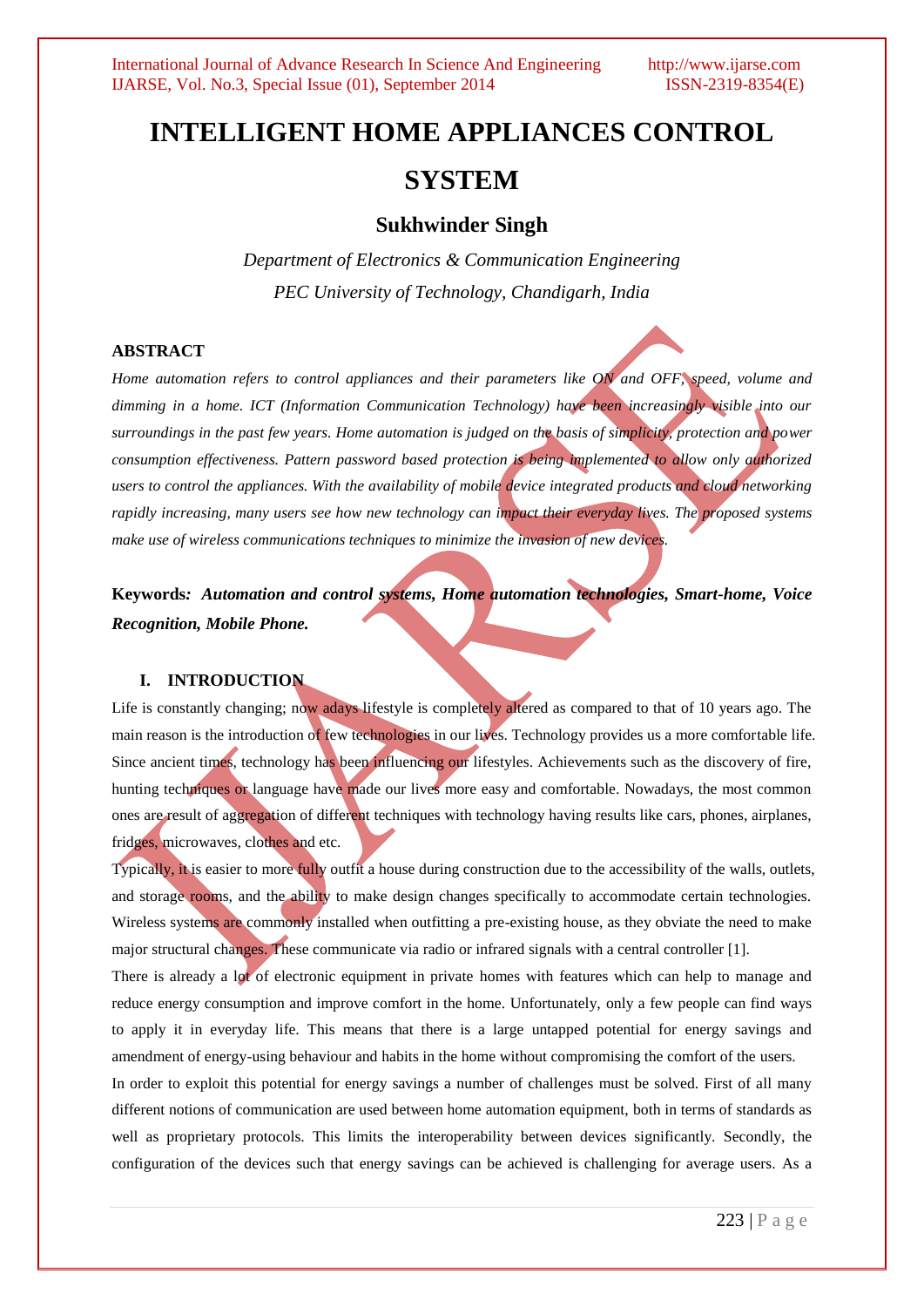# INTELLIGENT HOME APPLIANCES CONTROL SYSTEM

## Sukhwinder Singh

*Department of Electronics & Communication Engineering*
*PEC University of Technology, Chandigarh, India*

### ABSTRACT

*Home automation refers to control appliances and their parameters like ON and OFF, speed, volume and dimming in a home. ICT (Information Communication Technology) have been increasingly visible into our surroundings in the past few years. Home automation is judged on the basis of simplicity, protection and power consumption effectiveness. Pattern password based protection is being implemented to allow only authorized users to control the appliances. With the availability of mobile device integrated products and cloud networking rapidly increasing, many users see how new technology can impact their everyday lives. The proposed systems make use of wireless communications techniques to minimize the invasion of new devices.*

**Keywords*:* *Automation and control systems, Home automation technologies, Smart-home, Voice Recognition, Mobile Phone.***

### I. INTRODUCTION

Life is constantly changing; now adays lifestyle is completely altered as compared to that of 10 years ago. The main reason is the introduction of few technologies in our lives. Technology provides us a more comfortable life. Since ancient times, technology has been influencing our lifestyles. Achievements such as the discovery of fire, hunting techniques or language have made our lives more easy and comfortable. Nowadays, the most common ones are result of aggregation of different techniques with technology having results like cars, phones, airplanes, fridges, microwaves, clothes and etc.

Typically, it is easier to more fully outfit a house during construction due to the accessibility of the walls, outlets, and storage rooms, and the ability to make design changes specifically to accommodate certain technologies. Wireless systems are commonly installed when outfitting a pre-existing house, as they obviate the need to make major structural changes. These communicate via radio or infrared signals with a central controller [1].

There is already a lot of electronic equipment in private homes with features which can help to manage and reduce energy consumption and improve comfort in the home. Unfortunately, only a few people can find ways to apply it in everyday life. This means that there is a large untapped potential for energy savings and amendment of energy-using behaviour and habits in the home without compromising the comfort of the users.

In order to exploit this potential for energy savings a number of challenges must be solved. First of all many different notions of communication are used between home automation equipment, both in terms of standards as well as proprietary protocols. This limits the interoperability between devices significantly. Secondly, the configuration of the devices such that energy savings can be achieved is challenging for average users. As a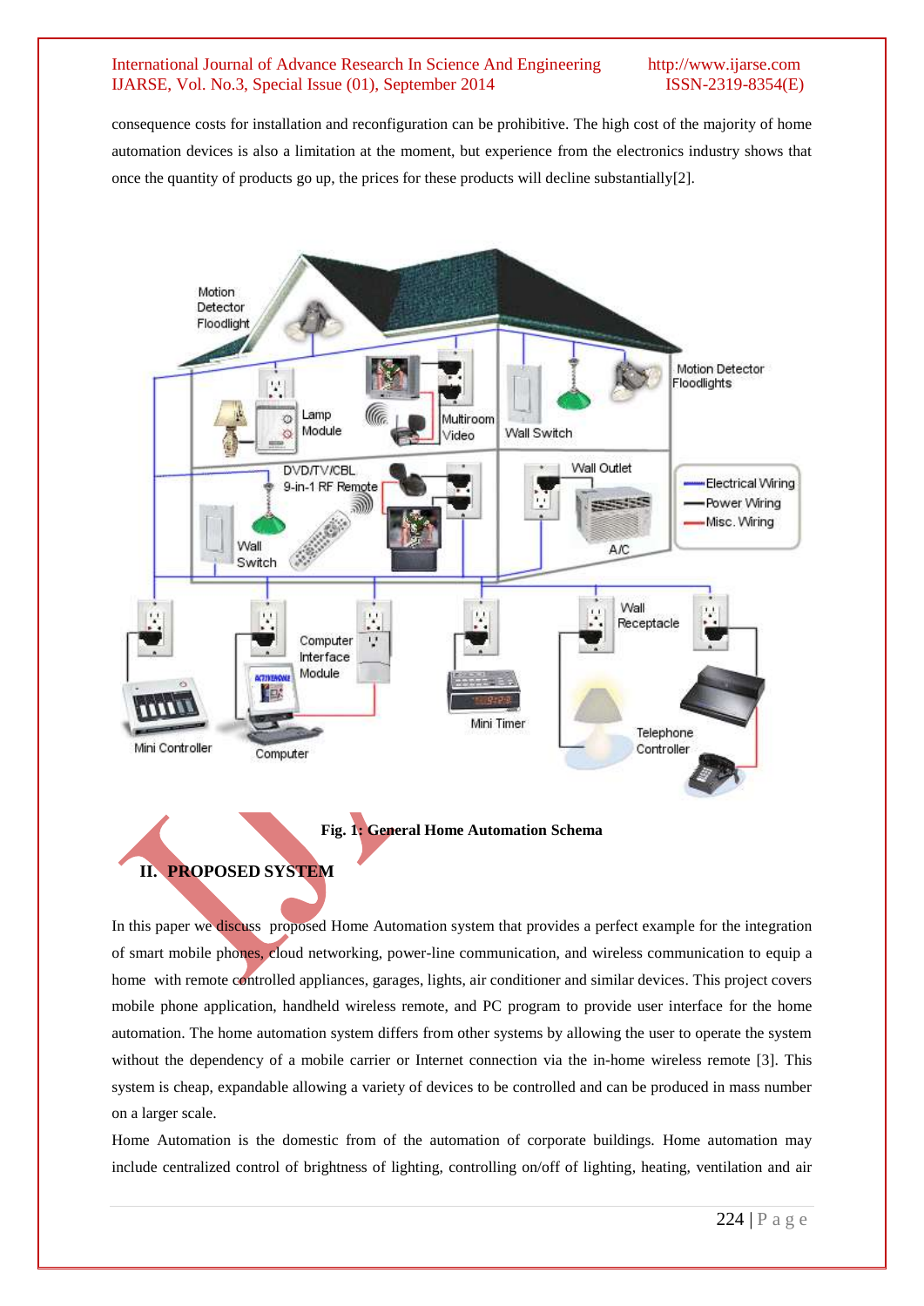consequence costs for installation and reconfiguration can be prohibitive. The high cost of the majority of home automation devices is also a limitation at the moment, but experience from the electronics industry shows that once the quantity of products go up, the prices for these products will decline substantially[2].

**Fig. 1: General Home Automation Schema**

## II. PROPOSED SYSTEM

In this paper we discuss proposed Home Automation system that provides a perfect example for the integration of smart mobile phones, cloud networking, power-line communication, and wireless communication to equip a home with remote controlled appliances, garages, lights, air conditioner and similar devices. This project covers mobile phone application, handheld wireless remote, and PC program to provide user interface for the home automation. The home automation system differs from other systems by allowing the user to operate the system without the dependency of a mobile carrier or Internet connection via the in-home wireless remote [3]. This system is cheap, expandable allowing a variety of devices to be controlled and can be produced in mass number on a larger scale.

Home Automation is the domestic from of the automation of corporate buildings. Home automation may include centralized control of brightness of lighting, controlling on/off of lighting, heating, ventilation and air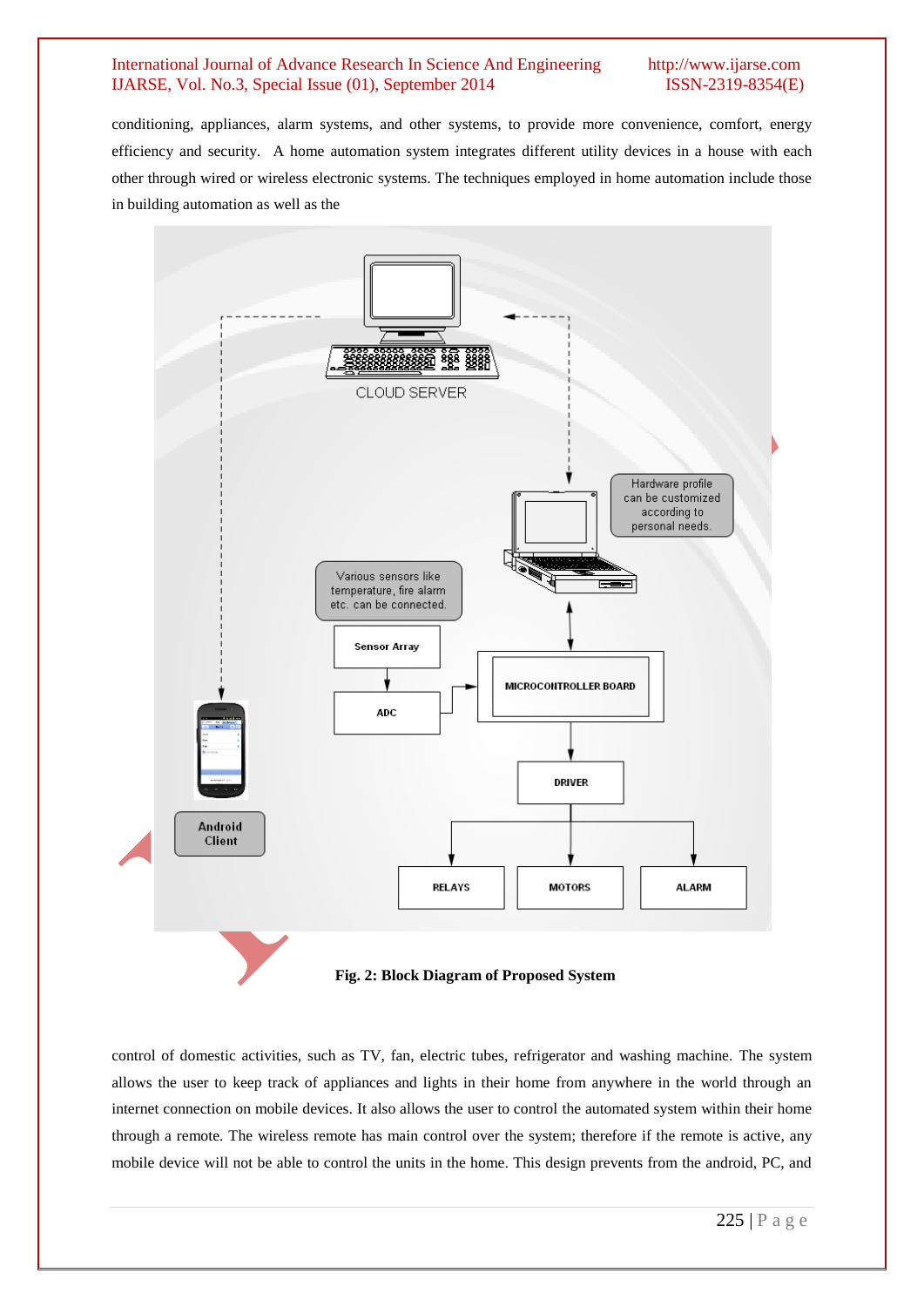conditioning, appliances, alarm systems, and other systems, to provide more convenience, comfort, energy efficiency and security. A home automation system integrates different utility devices in a house with each other through wired or wireless electronic systems. The techniques employed in home automation include those in building automation as well as the

**Fig. 2: Block Diagram of Proposed System**

control of domestic activities, such as TV, fan, electric tubes, refrigerator and washing machine. The system allows the user to keep track of appliances and lights in their home from anywhere in the world through an internet connection on mobile devices. It also allows the user to control the automated system within their home through a remote. The wireless remote has main control over the system; therefore if the remote is active, any mobile device will not be able to control the units in the home. This design prevents from the android, PC, and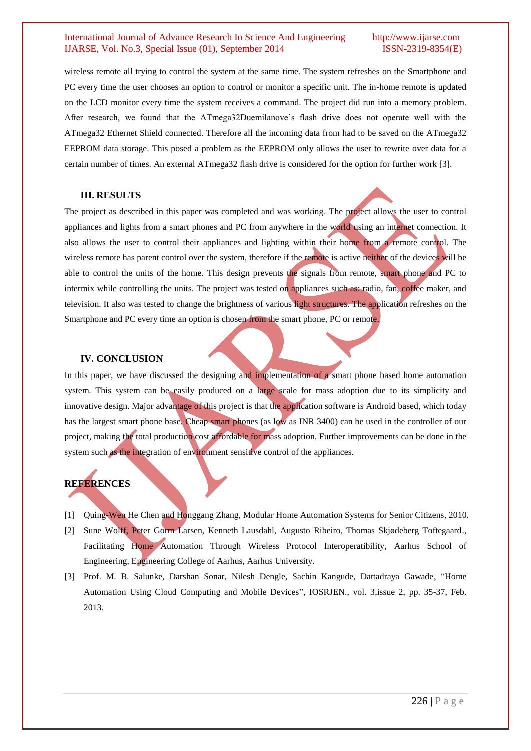wireless remote all trying to control the system at the same time. The system refreshes on the Smartphone and PC every time the user chooses an option to control or monitor a specific unit. The in-home remote is updated on the LCD monitor every time the system receives a command. The project did run into a memory problem. After research, we found that the ATmega32Duemilanove's flash drive does not operate well with the ATmega32 Ethernet Shield connected. Therefore all the incoming data from had to be saved on the ATmega32 EEPROM data storage. This posed a problem as the EEPROM only allows the user to rewrite over data for a certain number of times. An external ATmega32 flash drive is considered for the option for further work [3].

## III. RESULTS

The project as described in this paper was completed and was working. The project allows the user to control appliances and lights from a smart phones and PC from anywhere in the world using an internet connection. It also allows the user to control their appliances and lighting within their home from a remote control. The wireless remote has parent control over the system, therefore if the remote is active neither of the devices will be able to control the units of the home. This design prevents the signals from remote, smart phone and PC to intermix while controlling the units. The project was tested on appliances such as: radio, fan, coffee maker, and television. It also was tested to change the brightness of various light structures. The application refreshes on the Smartphone and PC every time an option is chosen from the smart phone, PC or remote.

## IV. CONCLUSION

In this paper, we have discussed the designing and implementation of a smart phone based home automation system. This system can be easily produced on a large scale for mass adoption due to its simplicity and innovative design. Major advantage of this project is that the application software is Android based, which today has the largest smart phone base. Cheap smart phones (as low as INR 3400) can be used in the controller of our project, making the total production cost affordable for mass adoption. Further improvements can be done in the system such as the integration of environment sensitive control of the appliances.

## REFERENCES

[1] Quing-Wen He Chen and Honggang Zhang, Modular Home Automation Systems for Senior Citizens, 2010.

[2] Sune Wolff, Peter Gorm Larsen, Kenneth Lausdahl, Augusto Ribeiro, Thomas Skjødeberg Toftegaard., Facilitating Home Automation Through Wireless Protocol Interoperability, Aarhus School of Engineering, Engineering College of Aarhus, Aarhus University.

[3] Prof. M. B. Salunke, Darshan Sonar, Nilesh Dengle, Sachin Kangude, Dattadraya Gawade, "Home Automation Using Cloud Computing and Mobile Devices", IOSRJEN., vol. 3,issue 2, pp. 35-37, Feb. 2013.